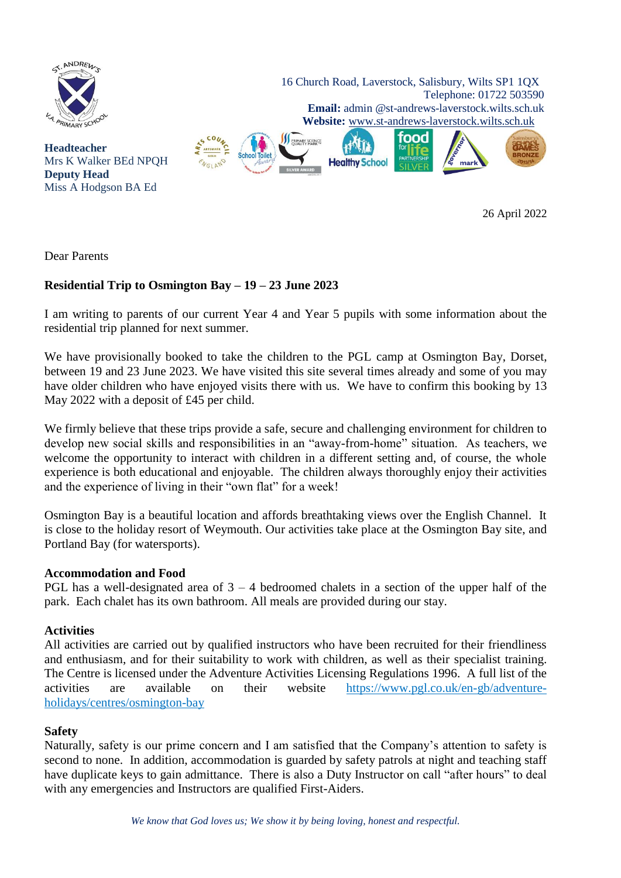16 Church Road, Laverstock, Salisbury, Wilts SP1 1QX
Telephone: 01722 503590
**Email:** admin @st-andrews-laverstock.wilts.sch.uk
**Website:** www.st-andrews-laverstock.wilts.sch.uk

**Headteacher**
Mrs K Walker BEd NPQH
**Deputy Head**
Miss A Hodgson BA Ed

26 April 2022

Dear Parents

**Residential Trip to Osmington Bay – 19 – 23 June 2023**

I am writing to parents of our current Year 4 and Year 5 pupils with some information about the residential trip planned for next summer.

We have provisionally booked to take the children to the PGL camp at Osmington Bay, Dorset, between 19 and 23 June 2023. We have visited this site several times already and some of you may have older children who have enjoyed visits there with us. We have to confirm this booking by 13 May 2022 with a deposit of £45 per child.

We firmly believe that these trips provide a safe, secure and challenging environment for children to develop new social skills and responsibilities in an "away-from-home" situation. As teachers, we welcome the opportunity to interact with children in a different setting and, of course, the whole experience is both educational and enjoyable. The children always thoroughly enjoy their activities and the experience of living in their "own flat" for a week!

Osmington Bay is a beautiful location and affords breathtaking views over the English Channel. It is close to the holiday resort of Weymouth. Our activities take place at the Osmington Bay site, and Portland Bay (for watersports).

**Accommodation and Food**
PGL has a well-designated area of 3 – 4 bedroomed chalets in a section of the upper half of the park. Each chalet has its own bathroom. All meals are provided during our stay.

**Activities**
All activities are carried out by qualified instructors who have been recruited for their friendliness and enthusiasm, and for their suitability to work with children, as well as their specialist training. The Centre is licensed under the Adventure Activities Licensing Regulations 1996. A full list of the activities are available on their website https://www.pgl.co.uk/en-gb/adventure-holidays/centres/osmington-bay

**Safety**
Naturally, safety is our prime concern and I am satisfied that the Company's attention to safety is second to none. In addition, accommodation is guarded by safety patrols at night and teaching staff have duplicate keys to gain admittance. There is also a Duty Instructor on call "after hours" to deal with any emergencies and Instructors are qualified First-Aiders.

*We know that God loves us; We show it by being loving, honest and respectful.*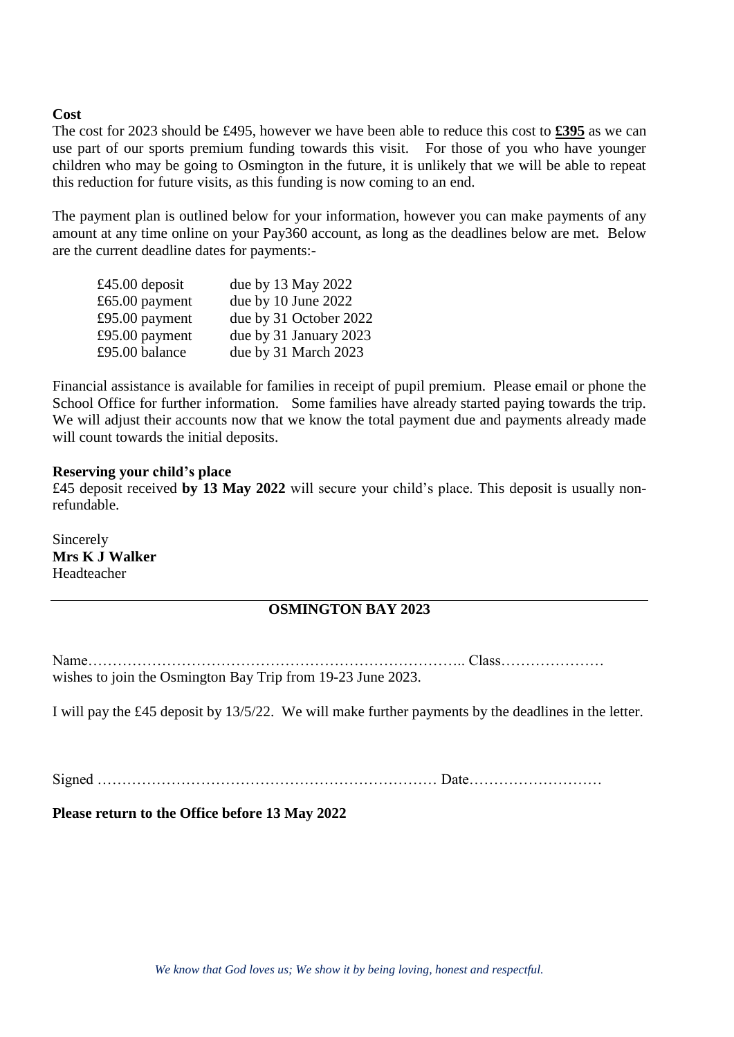**Cost**

The cost for 2023 should be £495, however we have been able to reduce this cost to **£395** as we can use part of our sports premium funding towards this visit. For those of you who have younger children who may be going to Osmington in the future, it is unlikely that we will be able to repeat this reduction for future visits, as this funding is now coming to an end.

The payment plan is outlined below for your information, however you can make payments of any amount at any time online on your Pay360 account, as long as the deadlines below are met. Below are the current deadline dates for payments:-

| | |
|---|---|
| £45.00 deposit | due by 13 May 2022 |
| £65.00 payment | due by 10 June 2022 |
| £95.00 payment | due by 31 October 2022 |
| £95.00 payment | due by 31 January 2023 |
| £95.00 balance | due by 31 March 2023 |

Financial assistance is available for families in receipt of pupil premium. Please email or phone the School Office for further information. Some families have already started paying towards the trip. We will adjust their accounts now that we know the total payment due and payments already made will count towards the initial deposits.

**Reserving your child's place**

£45 deposit received **by 13 May 2022** will secure your child's place. This deposit is usually non-refundable.

Sincerely
**Mrs K J Walker**
Headteacher

---

**OSMINGTON BAY 2023**

Name………………………………………………………………….. Class…………………
wishes to join the Osmington Bay Trip from 19-23 June 2023.

I will pay the £45 deposit by 13/5/22. We will make further payments by the deadlines in the letter.

Signed …………………………………………………………… Date………………………

**Please return to the Office before 13 May 2022**

*We know that God loves us; We show it by being loving, honest and respectful.*